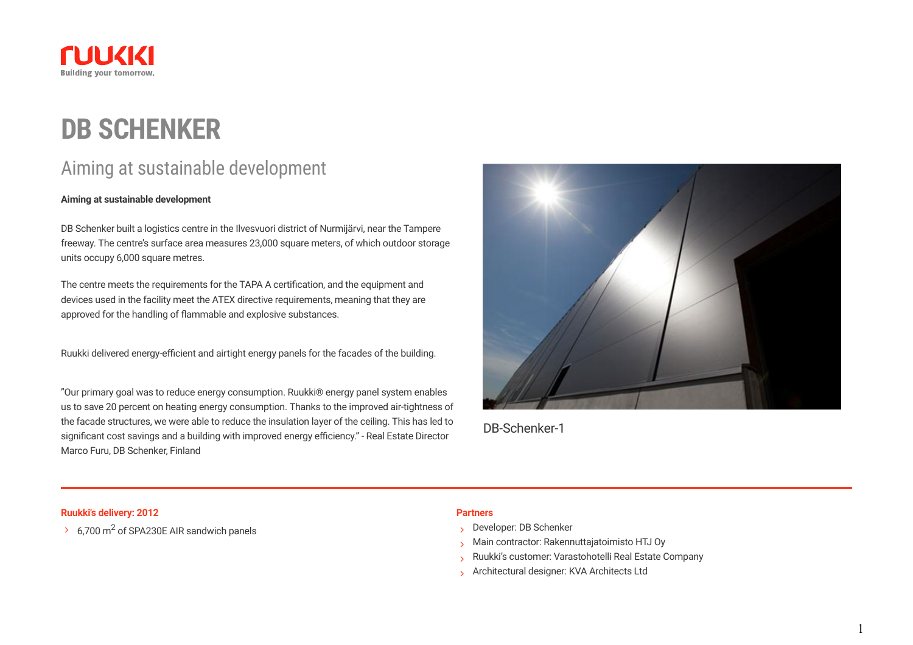# DB SCHENKER

## Aiming at sustainable development

**Aiming at sustainable development**

DB Schenker built a logistics centre in the Ilvesvuori district of Nurmijärvi, near the Tampere freeway. The centre's surface area measures 23,000 square meters, of which outdoor storage units occupy 6,000 square metres.

The centre meets the requirements for the TAPA A certification, and the equipment and devices used in the facility meet the ATEX directive requirements, meaning that they are approved for the handling of flammable and explosive substances.

Ruukki delivered energy-efficient and airtight energy panels for the facades of the building.

"Our primary goal was to reduce energy consumption. Ruukki® energy panel system enables us to save 20 percent on heating energy consumption. Thanks to the improved air-tightness of the facade structures, we were able to reduce the insulation layer of the ceiling. This has led to significant cost savings and a building with improved energy efficiency." - Real Estate Director Marco Furu, DB Schenker, Finland

DB-Schenker-1

**Ruukki's delivery: 2012**

- 6,700 $m^2$ of SPA230E AIR sandwich panels

**Partners**

- Developer: DB Schenker
- Main contractor: Rakennuttajatoimisto HTJ Oy
- Ruukki's customer: Varastohotelli Real Estate Company
- Architectural designer: KVA Architects Ltd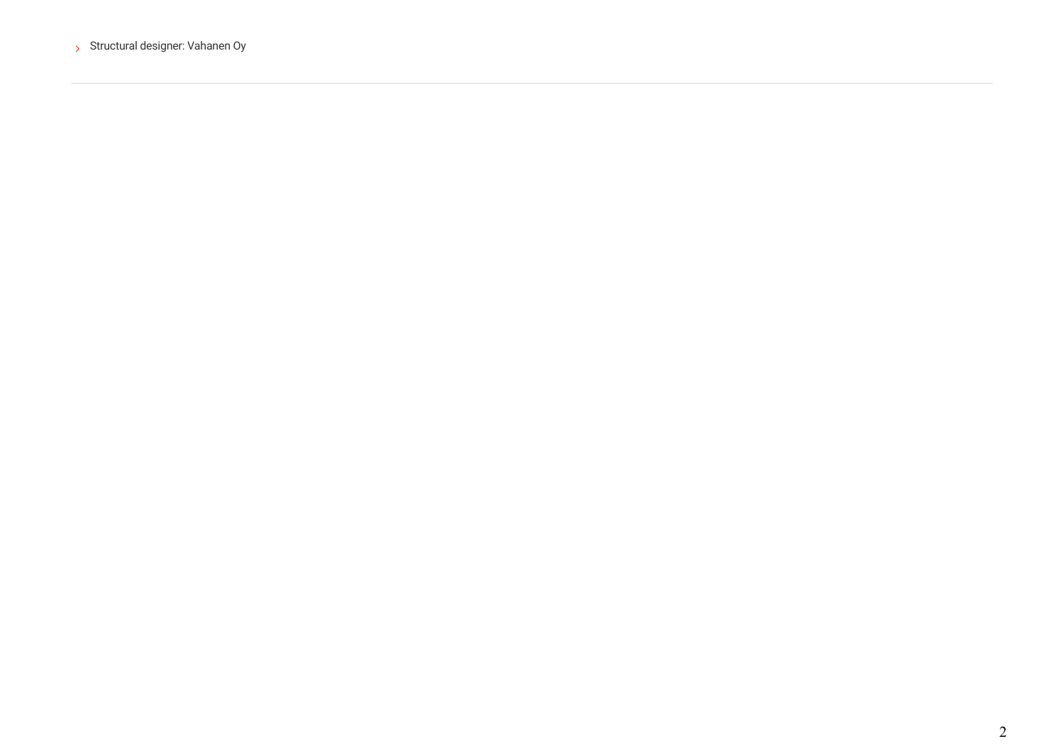- Structural designer: Vahanen Oy

---